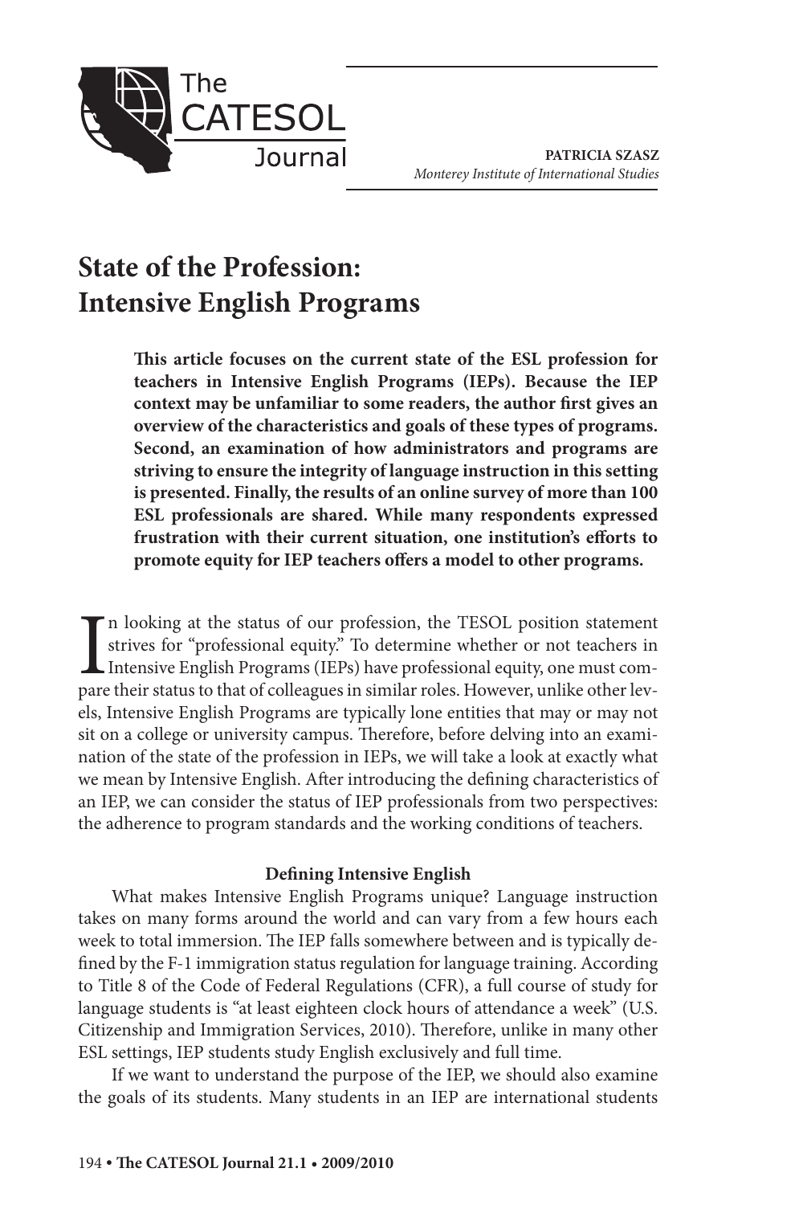**PATRICIA SZASZ**
*Monterey Institute of International Studies*

# State of the Profession: Intensive English Programs

**This article focuses on the current state of the ESL profession for teachers in Intensive English Programs (IEPs). Because the IEP context may be unfamiliar to some readers, the author first gives an overview of the characteristics and goals of these types of programs. Second, an examination of how administrators and programs are striving to ensure the integrity of language instruction in this setting is presented. Finally, the results of an online survey of more than 100 ESL professionals are shared. While many respondents expressed frustration with their current situation, one institution's efforts to promote equity for IEP teachers offers a model to other programs.**

In looking at the status of our profession, the TESOL position statement strives for "professional equity." To determine whether or not teachers in Intensive English Programs (IEPs) have professional equity, one must compare their status to that of colleagues in similar roles. However, unlike other levels, Intensive English Programs are typically lone entities that may or may not sit on a college or university campus. Therefore, before delving into an examination of the state of the profession in IEPs, we will take a look at exactly what we mean by Intensive English. After introducing the defining characteristics of an IEP, we can consider the status of IEP professionals from two perspectives: the adherence to program standards and the working conditions of teachers.

### Defining Intensive English

What makes Intensive English Programs unique? Language instruction takes on many forms around the world and can vary from a few hours each week to total immersion. The IEP falls somewhere between and is typically defined by the F-1 immigration status regulation for language training. According to Title 8 of the Code of Federal Regulations (CFR), a full course of study for language students is "at least eighteen clock hours of attendance a week" (U.S. Citizenship and Immigration Services, 2010). Therefore, unlike in many other ESL settings, IEP students study English exclusively and full time.

If we want to understand the purpose of the IEP, we should also examine the goals of its students. Many students in an IEP are international students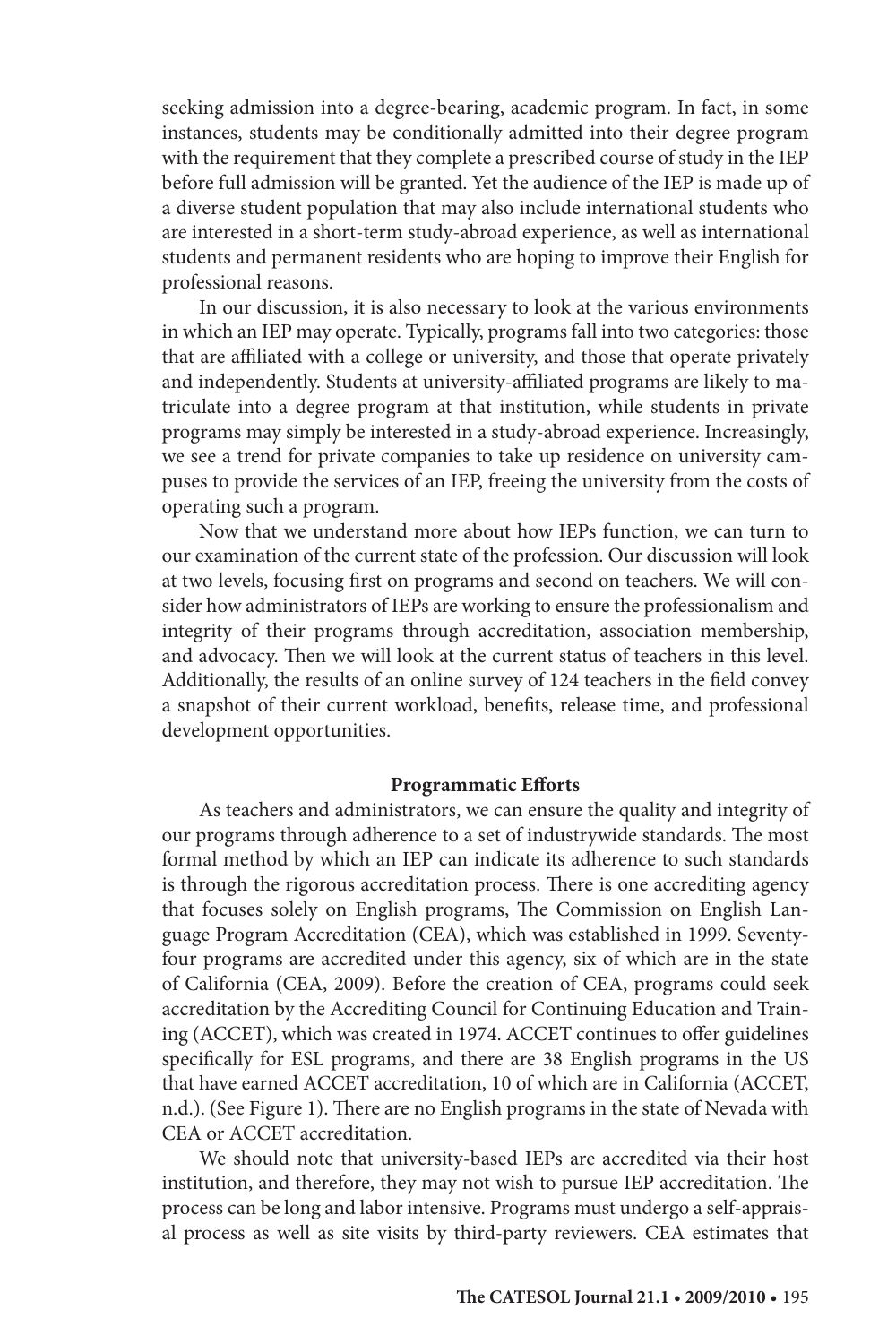seeking admission into a degree-bearing, academic program. In fact, in some instances, students may be conditionally admitted into their degree program with the requirement that they complete a prescribed course of study in the IEP before full admission will be granted. Yet the audience of the IEP is made up of a diverse student population that may also include international students who are interested in a short-term study-abroad experience, as well as international students and permanent residents who are hoping to improve their English for professional reasons.

In our discussion, it is also necessary to look at the various environments in which an IEP may operate. Typically, programs fall into two categories: those that are affiliated with a college or university, and those that operate privately and independently. Students at university-affiliated programs are likely to matriculate into a degree program at that institution, while students in private programs may simply be interested in a study-abroad experience. Increasingly, we see a trend for private companies to take up residence on university campuses to provide the services of an IEP, freeing the university from the costs of operating such a program.

Now that we understand more about how IEPs function, we can turn to our examination of the current state of the profession. Our discussion will look at two levels, focusing first on programs and second on teachers. We will consider how administrators of IEPs are working to ensure the professionalism and integrity of their programs through accreditation, association membership, and advocacy. Then we will look at the current status of teachers in this level. Additionally, the results of an online survey of 124 teachers in the field convey a snapshot of their current workload, benefits, release time, and professional development opportunities.

**Programmatic Efforts**

As teachers and administrators, we can ensure the quality and integrity of our programs through adherence to a set of industrywide standards. The most formal method by which an IEP can indicate its adherence to such standards is through the rigorous accreditation process. There is one accrediting agency that focuses solely on English programs, The Commission on English Language Program Accreditation (CEA), which was established in 1999. Seventy-four programs are accredited under this agency, six of which are in the state of California (CEA, 2009). Before the creation of CEA, programs could seek accreditation by the Accrediting Council for Continuing Education and Training (ACCET), which was created in 1974. ACCET continues to offer guidelines specifically for ESL programs, and there are 38 English programs in the US that have earned ACCET accreditation, 10 of which are in California (ACCET, n.d.). (See Figure 1). There are no English programs in the state of Nevada with CEA or ACCET accreditation.

We should note that university-based IEPs are accredited via their host institution, and therefore, they may not wish to pursue IEP accreditation. The process can be long and labor intensive. Programs must undergo a self-appraisal process as well as site visits by third-party reviewers. CEA estimates that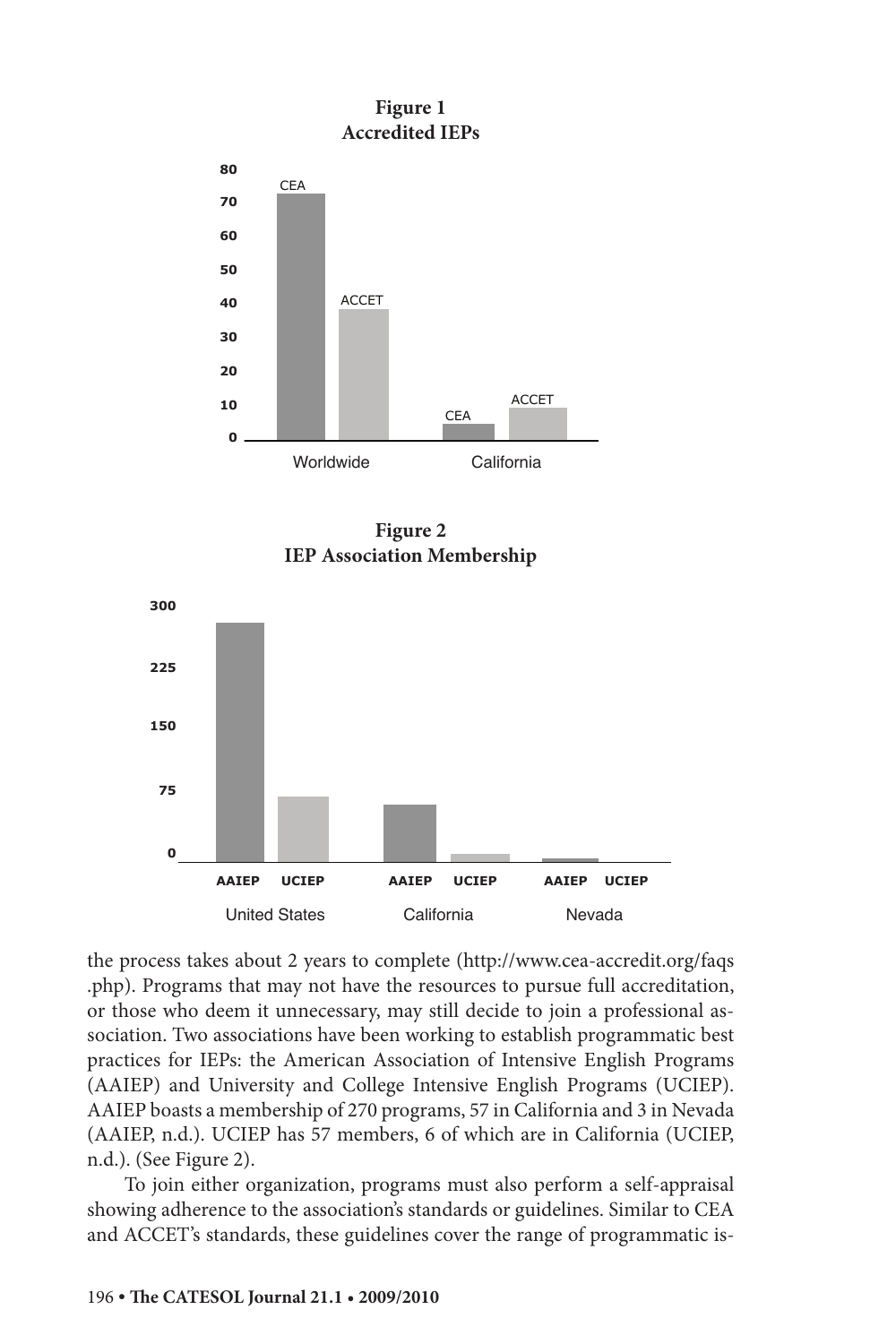**Figure 1**
**Accredited IEPs**

**Figure 2**
**IEP Association Membership**

the process takes about 2 years to complete (http://www.cea-accredit.org/faqs.php). Programs that may not have the resources to pursue full accreditation, or those who deem it unnecessary, may still decide to join a professional association. Two associations have been working to establish programmatic best practices for IEPs: the American Association of Intensive English Programs (AAIEP) and University and College Intensive English Programs (UCIEP). AAIEP boasts a membership of 270 programs, 57 in California and 3 in Nevada (AAIEP, n.d.). UCIEP has 57 members, 6 of which are in California (UCIEP, n.d.). (See Figure 2).

To join either organization, programs must also perform a self-appraisal showing adherence to the association's standards or guidelines. Similar to CEA and ACCET's standards, these guidelines cover the range of programmatic is-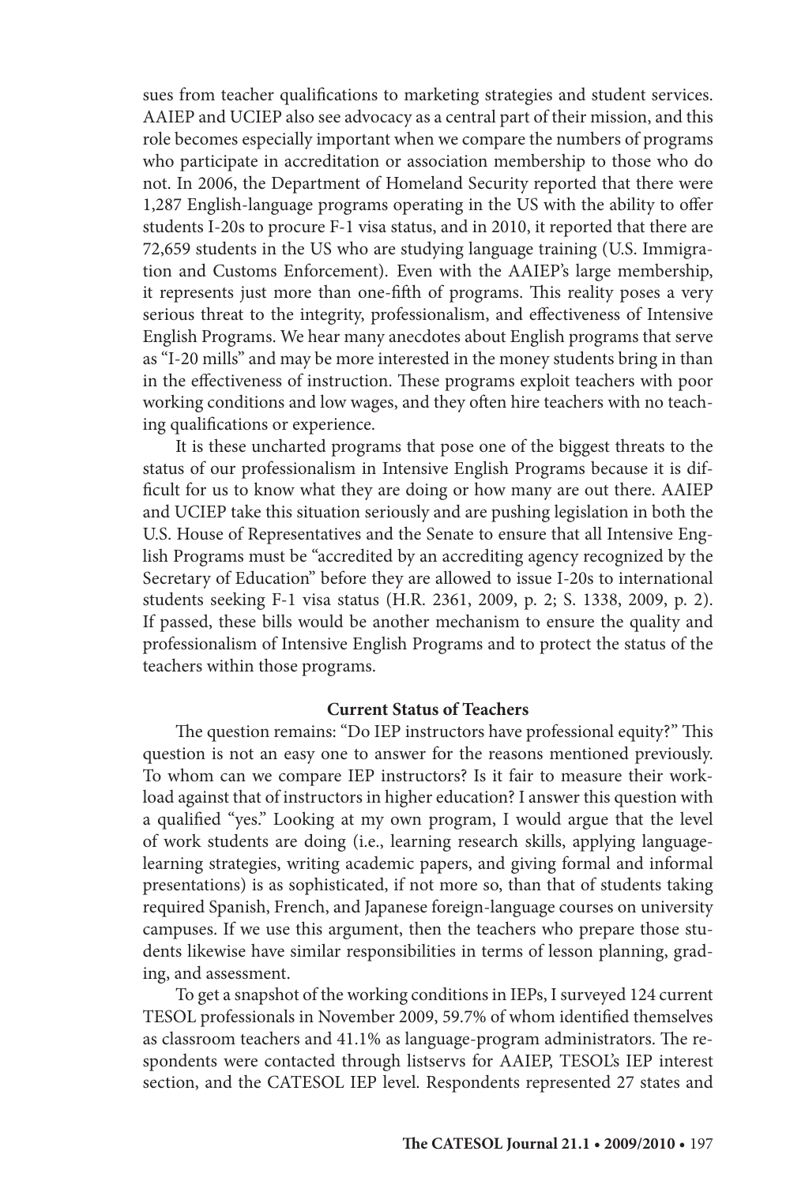sues from teacher qualifications to marketing strategies and student services. AAIEP and UCIEP also see advocacy as a central part of their mission, and this role becomes especially important when we compare the numbers of programs who participate in accreditation or association membership to those who do not. In 2006, the Department of Homeland Security reported that there were 1,287 English-language programs operating in the US with the ability to offer students I-20s to procure F-1 visa status, and in 2010, it reported that there are 72,659 students in the US who are studying language training (U.S. Immigration and Customs Enforcement). Even with the AAIEP's large membership, it represents just more than one-fifth of programs. This reality poses a very serious threat to the integrity, professionalism, and effectiveness of Intensive English Programs. We hear many anecdotes about English programs that serve as "I-20 mills" and may be more interested in the money students bring in than in the effectiveness of instruction. These programs exploit teachers with poor working conditions and low wages, and they often hire teachers with no teaching qualifications or experience.

It is these uncharted programs that pose one of the biggest threats to the status of our professionalism in Intensive English Programs because it is difficult for us to know what they are doing or how many are out there. AAIEP and UCIEP take this situation seriously and are pushing legislation in both the U.S. House of Representatives and the Senate to ensure that all Intensive English Programs must be "accredited by an accrediting agency recognized by the Secretary of Education" before they are allowed to issue I-20s to international students seeking F-1 visa status (H.R. 2361, 2009, p. 2; S. 1338, 2009, p. 2). If passed, these bills would be another mechanism to ensure the quality and professionalism of Intensive English Programs and to protect the status of the teachers within those programs.

## Current Status of Teachers

The question remains: "Do IEP instructors have professional equity?" This question is not an easy one to answer for the reasons mentioned previously. To whom can we compare IEP instructors? Is it fair to measure their workload against that of instructors in higher education? I answer this question with a qualified "yes." Looking at my own program, I would argue that the level of work students are doing (i.e., learning research skills, applying language-learning strategies, writing academic papers, and giving formal and informal presentations) is as sophisticated, if not more so, than that of students taking required Spanish, French, and Japanese foreign-language courses on university campuses. If we use this argument, then the teachers who prepare those students likewise have similar responsibilities in terms of lesson planning, grading, and assessment.

To get a snapshot of the working conditions in IEPs, I surveyed 124 current TESOL professionals in November 2009, 59.7% of whom identified themselves as classroom teachers and 41.1% as language-program administrators. The respondents were contacted through listservs for AAIEP, TESOL's IEP interest section, and the CATESOL IEP level. Respondents represented 27 states and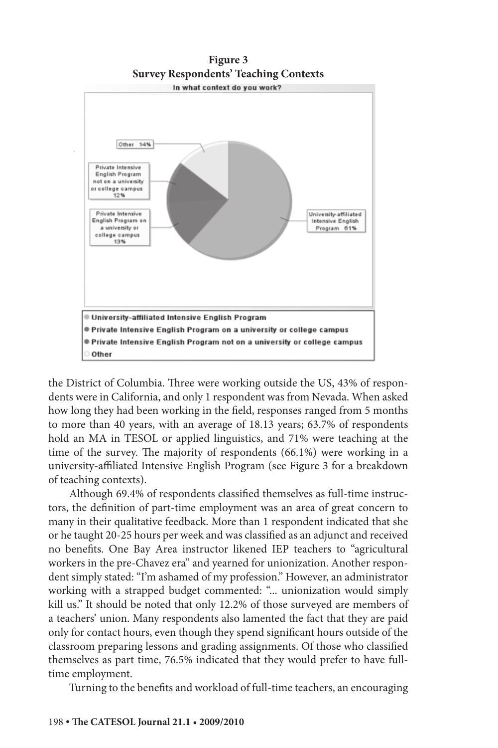**Figure 3**
**Survey Respondents' Teaching Contexts**

the District of Columbia. Three were working outside the US, 43% of respondents were in California, and only 1 respondent was from Nevada. When asked how long they had been working in the field, responses ranged from 5 months to more than 40 years, with an average of 18.13 years; 63.7% of respondents hold an MA in TESOL or applied linguistics, and 71% were teaching at the time of the survey. The majority of respondents (66.1%) were working in a university-affiliated Intensive English Program (see Figure 3 for a breakdown of teaching contexts).

Although 69.4% of respondents classified themselves as full-time instructors, the definition of part-time employment was an area of great concern to many in their qualitative feedback. More than 1 respondent indicated that she or he taught 20-25 hours per week and was classified as an adjunct and received no benefits. One Bay Area instructor likened IEP teachers to "agricultural workers in the pre-Chavez era" and yearned for unionization. Another respondent simply stated: "I'm ashamed of my profession." However, an administrator working with a strapped budget commented: "... unionization would simply kill us." It should be noted that only 12.2% of those surveyed are members of a teachers' union. Many respondents also lamented the fact that they are paid only for contact hours, even though they spend significant hours outside of the classroom preparing lessons and grading assignments. Of those who classified themselves as part time, 76.5% indicated that they would prefer to have full-time employment.

Turning to the benefits and workload of full-time teachers, an encouraging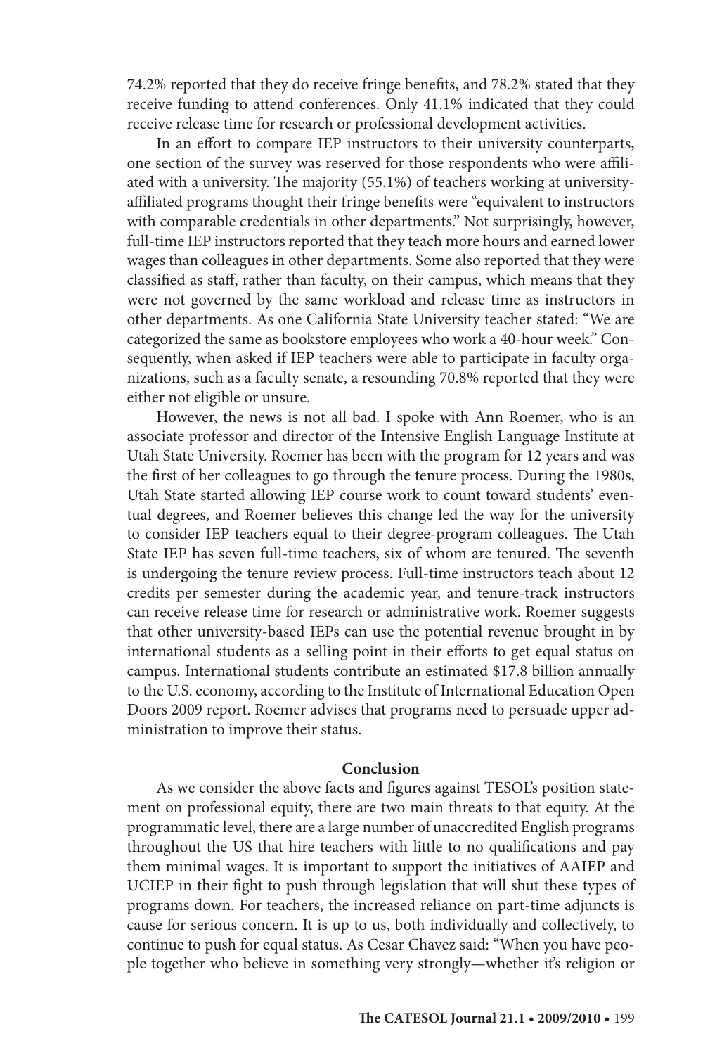74.2% reported that they do receive fringe benefits, and 78.2% stated that they receive funding to attend conferences. Only 41.1% indicated that they could receive release time for research or professional development activities.

In an effort to compare IEP instructors to their university counterparts, one section of the survey was reserved for those respondents who were affiliated with a university. The majority (55.1%) of teachers working at university-affiliated programs thought their fringe benefits were "equivalent to instructors with comparable credentials in other departments." Not surprisingly, however, full-time IEP instructors reported that they teach more hours and earned lower wages than colleagues in other departments. Some also reported that they were classified as staff, rather than faculty, on their campus, which means that they were not governed by the same workload and release time as instructors in other departments. As one California State University teacher stated: "We are categorized the same as bookstore employees who work a 40-hour week." Consequently, when asked if IEP teachers were able to participate in faculty organizations, such as a faculty senate, a resounding 70.8% reported that they were either not eligible or unsure.

However, the news is not all bad. I spoke with Ann Roemer, who is an associate professor and director of the Intensive English Language Institute at Utah State University. Roemer has been with the program for 12 years and was the first of her colleagues to go through the tenure process. During the 1980s, Utah State started allowing IEP course work to count toward students' eventual degrees, and Roemer believes this change led the way for the university to consider IEP teachers equal to their degree-program colleagues. The Utah State IEP has seven full-time teachers, six of whom are tenured. The seventh is undergoing the tenure review process. Full-time instructors teach about 12 credits per semester during the academic year, and tenure-track instructors can receive release time for research or administrative work. Roemer suggests that other university-based IEPs can use the potential revenue brought in by international students as a selling point in their efforts to get equal status on campus. International students contribute an estimated $17.8 billion annually to the U.S. economy, according to the Institute of International Education Open Doors 2009 report. Roemer advises that programs need to persuade upper administration to improve their status.

## Conclusion

As we consider the above facts and figures against TESOL's position statement on professional equity, there are two main threats to that equity. At the programmatic level, there are a large number of unaccredited English programs throughout the US that hire teachers with little to no qualifications and pay them minimal wages. It is important to support the initiatives of AAIEP and UCIEP in their fight to push through legislation that will shut these types of programs down. For teachers, the increased reliance on part-time adjuncts is cause for serious concern. It is up to us, both individually and collectively, to continue to push for equal status. As Cesar Chavez said: "When you have people together who believe in something very strongly—whether it's religion or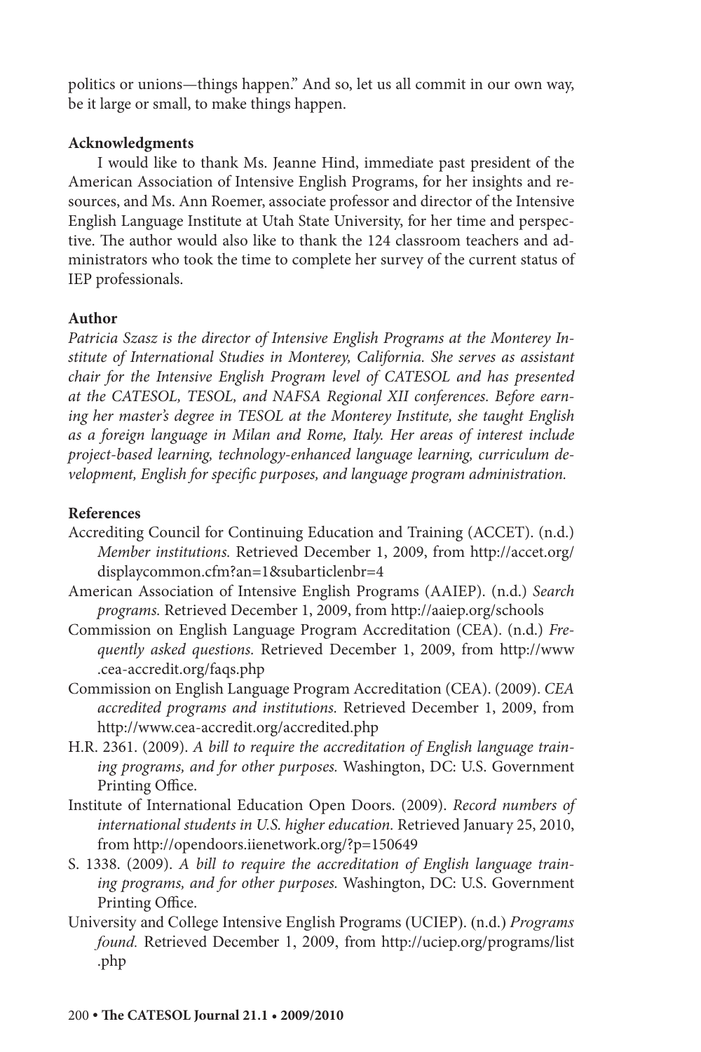politics or unions—things happen." And so, let us all commit in our own way, be it large or small, to make things happen.

**Acknowledgments**

I would like to thank Ms. Jeanne Hind, immediate past president of the American Association of Intensive English Programs, for her insights and resources, and Ms. Ann Roemer, associate professor and director of the Intensive English Language Institute at Utah State University, for her time and perspective. The author would also like to thank the 124 classroom teachers and administrators who took the time to complete her survey of the current status of IEP professionals.

**Author**

*Patricia Szasz is the director of Intensive English Programs at the Monterey Institute of International Studies in Monterey, California. She serves as assistant chair for the Intensive English Program level of CATESOL and has presented at the CATESOL, TESOL, and NAFSA Regional XII conferences. Before earning her master's degree in TESOL at the Monterey Institute, she taught English as a foreign language in Milan and Rome, Italy. Her areas of interest include project-based learning, technology-enhanced language learning, curriculum development, English for specific purposes, and language program administration.*

**References**

Accrediting Council for Continuing Education and Training (ACCET). (n.d.) *Member institutions.* Retrieved December 1, 2009, from http://accet.org/displaycommon.cfm?an=1&subarticlenbr=4

American Association of Intensive English Programs (AAIEP). (n.d.) *Search programs.* Retrieved December 1, 2009, from http://aaiep.org/schools

Commission on English Language Program Accreditation (CEA). (n.d.) *Frequently asked questions.* Retrieved December 1, 2009, from http://www.cea-accredit.org/faqs.php

Commission on English Language Program Accreditation (CEA). (2009). *CEA accredited programs and institutions.* Retrieved December 1, 2009, from http://www.cea-accredit.org/accredited.php

H.R. 2361. (2009). *A bill to require the accreditation of English language training programs, and for other purposes.* Washington, DC: U.S. Government Printing Office.

Institute of International Education Open Doors. (2009). *Record numbers of international students in U.S. higher education.* Retrieved January 25, 2010, from http://opendoors.iienetwork.org/?p=150649

S. 1338. (2009). *A bill to require the accreditation of English language training programs, and for other purposes.* Washington, DC: U.S. Government Printing Office.

University and College Intensive English Programs (UCIEP). (n.d.) *Programs found.* Retrieved December 1, 2009, from http://uciep.org/programs/list.php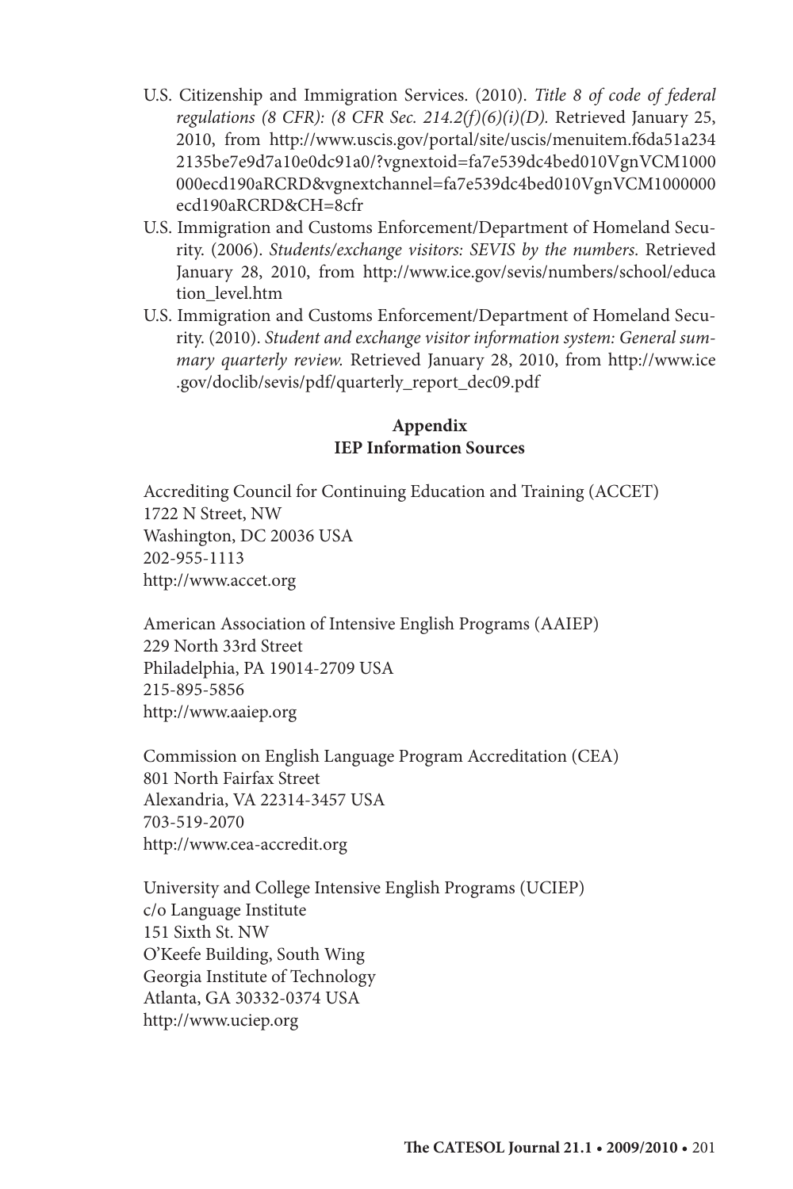U.S. Citizenship and Immigration Services. (2010). *Title 8 of code of federal regulations (8 CFR): (8 CFR Sec. 214.2(f)(6)(i)(D).* Retrieved January 25, 2010, from http://www.uscis.gov/portal/site/uscis/menuitem.f6da51a2342135be7e9d7a10e0dc91a0/?vgnextoid=fa7e539dc4bed010VgnVCM1000000ecd190aRCRD&vgnextchannel=fa7e539dc4bed010VgnVCM1000000ecd190aRCRD&CH=8cfr

U.S. Immigration and Customs Enforcement/Department of Homeland Security. (2006). *Students/exchange visitors: SEVIS by the numbers.* Retrieved January 28, 2010, from http://www.ice.gov/sevis/numbers/school/education_level.htm

U.S. Immigration and Customs Enforcement/Department of Homeland Security. (2010). *Student and exchange visitor information system: General summary quarterly review.* Retrieved January 28, 2010, from http://www.ice.gov/doclib/sevis/pdf/quarterly_report_dec09.pdf

## Appendix
## IEP Information Sources

Accrediting Council for Continuing Education and Training (ACCET)
1722 N Street, NW
Washington, DC 20036 USA
202-955-1113
http://www.accet.org

American Association of Intensive English Programs (AAIEP)
229 North 33rd Street
Philadelphia, PA 19014-2709 USA
215-895-5856
http://www.aaiep.org

Commission on English Language Program Accreditation (CEA)
801 North Fairfax Street
Alexandria, VA 22314-3457 USA
703-519-2070
http://www.cea-accredit.org

University and College Intensive English Programs (UCIEP)
c/o Language Institute
151 Sixth St. NW
O'Keefe Building, South Wing
Georgia Institute of Technology
Atlanta, GA 30332-0374 USA
http://www.uciep.org